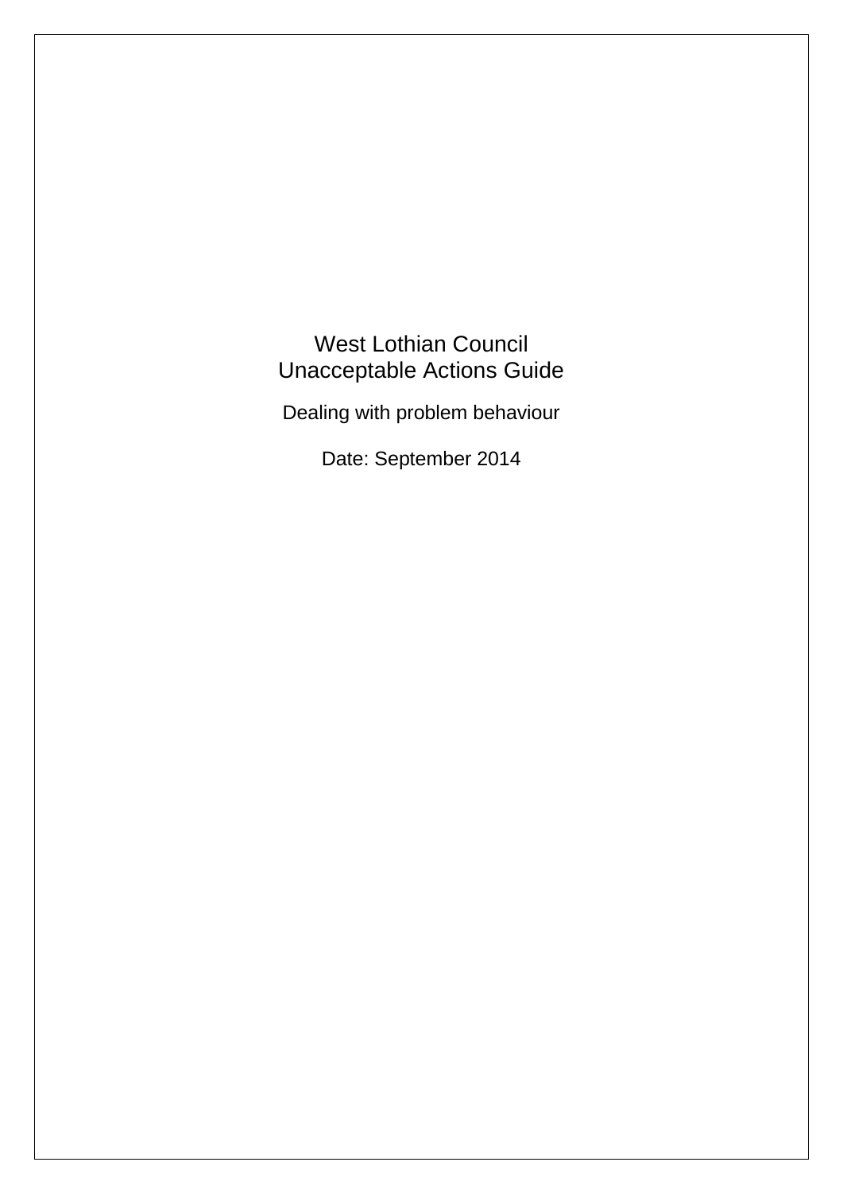# West Lothian Council
# Unacceptable Actions Guide

Dealing with problem behaviour

Date: September 2014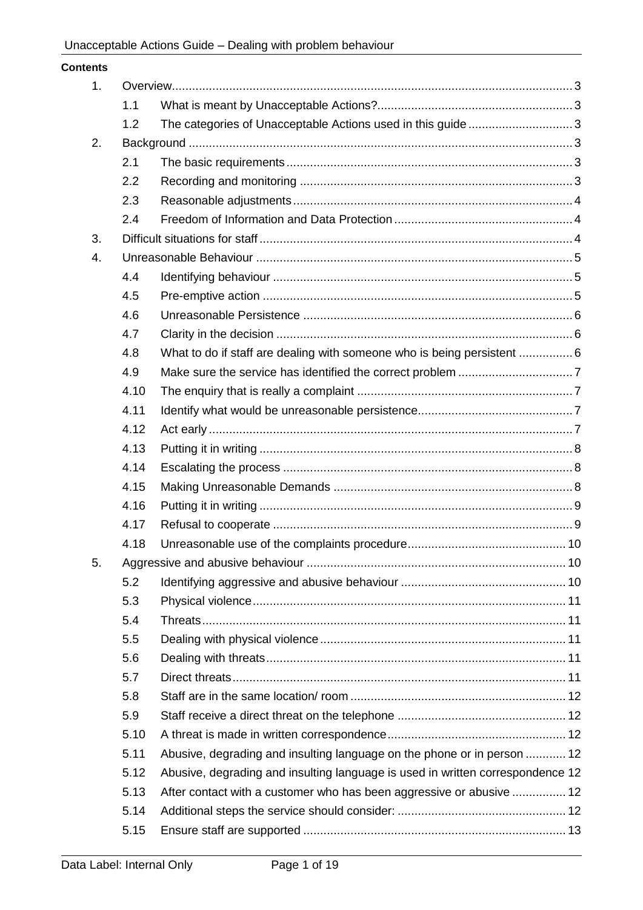**Contents**

1. Overview ........................................................................................................... 3
    - 1.1 What is meant by Unacceptable Actions? ........................................................ 3
    - 1.2 The categories of Unacceptable Actions used in this guide ............................... 3
2. Background ........................................................................................................ 3
    - 2.1 The basic requirements ................................................................................. 3
    - 2.2 Recording and monitoring .............................................................................. 3
    - 2.3 Reasonable adjustments ................................................................................ 4
    - 2.4 Freedom of Information and Data Protection ................................................... 4
3. Difficult situations for staff ................................................................................... 4
4. Unreasonable Behaviour ....................................................................................... 5
    - 4.4 Identifying behaviour ..................................................................................... 5
    - 4.5 Pre-emptive action ......................................................................................... 5
    - 4.6 Unreasonable Persistence ............................................................................... 6
    - 4.7 Clarity in the decision ..................................................................................... 6
    - 4.8 What to do if staff are dealing with someone who is being persistent ................ 6
    - 4.9 Make sure the service has identified the correct problem .................................. 7
    - 4.10 The enquiry that is really a complaint ............................................................ 7
    - 4.11 Identify what would be unreasonable persistence ............................................ 7
    - 4.12 Act early ....................................................................................................... 7
    - 4.13 Putting it in writing ......................................................................................... 8
    - 4.14 Escalating the process .................................................................................... 8
    - 4.15 Making Unreasonable Demands ...................................................................... 8
    - 4.16 Putting it in writing ......................................................................................... 9
    - 4.17 Refusal to cooperate ....................................................................................... 9
    - 4.18 Unreasonable use of the complaints procedure ............................................... 10
5. Aggressive and abusive behaviour ....................................................................... 10
    - 5.2 Identifying aggressive and abusive behaviour ................................................. 10
    - 5.3 Physical violence ........................................................................................... 11
    - 5.4 Threats ......................................................................................................... 11
    - 5.5 Dealing with physical violence ........................................................................ 11
    - 5.6 Dealing with threats ...................................................................................... 11
    - 5.7 Direct threats ................................................................................................ 11
    - 5.8 Staff are in the same location/ room ............................................................... 12
    - 5.9 Staff receive a direct threat on the telephone .................................................. 12
    - 5.10 A threat is made in written correspondence ................................................... 12
    - 5.11 Abusive, degrading and insulting language on the phone or in person ............ 12
    - 5.12 Abusive, degrading and insulting language is used in written correspondence 12
    - 5.13 After contact with a customer who has been aggressive or abusive ................ 12
    - 5.14 Additional steps the service should consider: .................................................. 12
    - 5.15 Ensure staff are supported .............................................................................. 13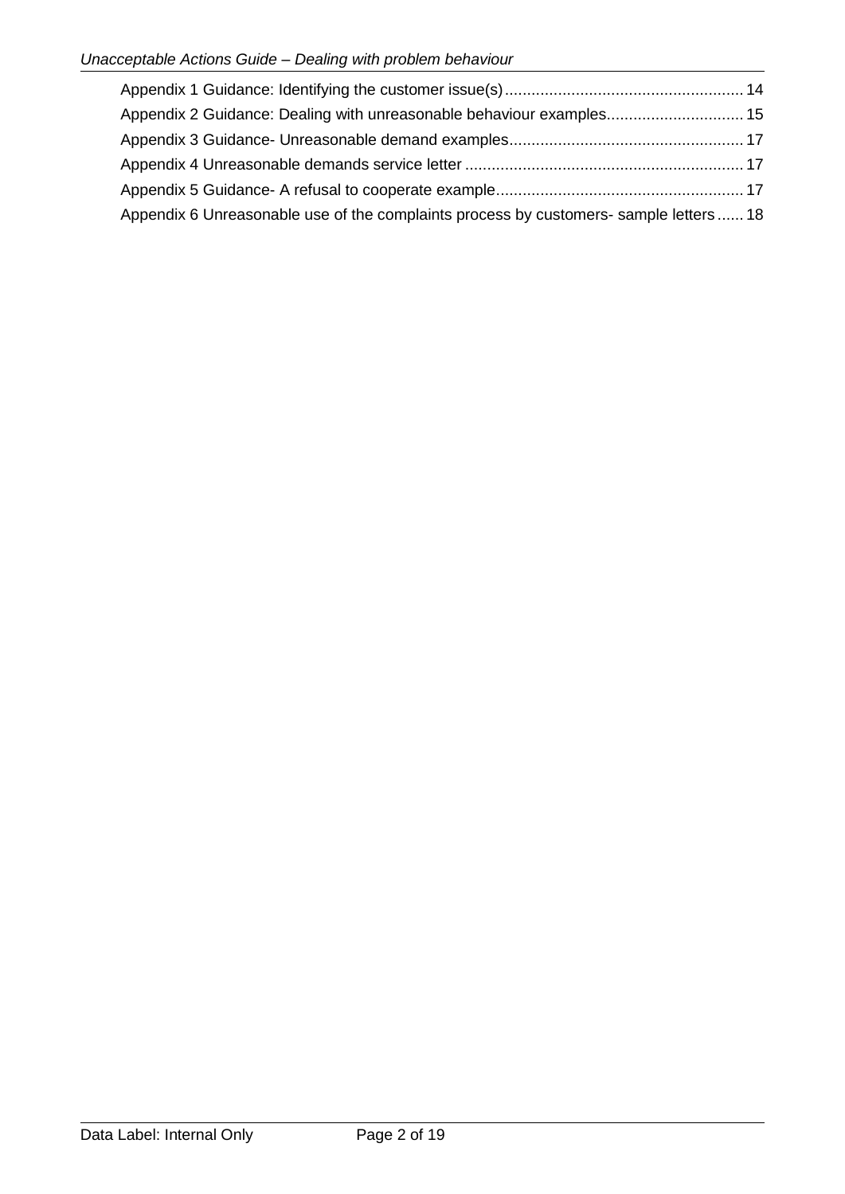Appendix 1 Guidance: Identifying the customer issue(s) ...................................................... 14
Appendix 2 Guidance: Dealing with unreasonable behaviour examples............................... 15
Appendix 3 Guidance- Unreasonable demand examples.................................................... 17
Appendix 4 Unreasonable demands service letter .............................................................. 17
Appendix 5 Guidance- A refusal to cooperate example........................................................ 17
Appendix 6 Unreasonable use of the complaints process by customers- sample letters ...... 18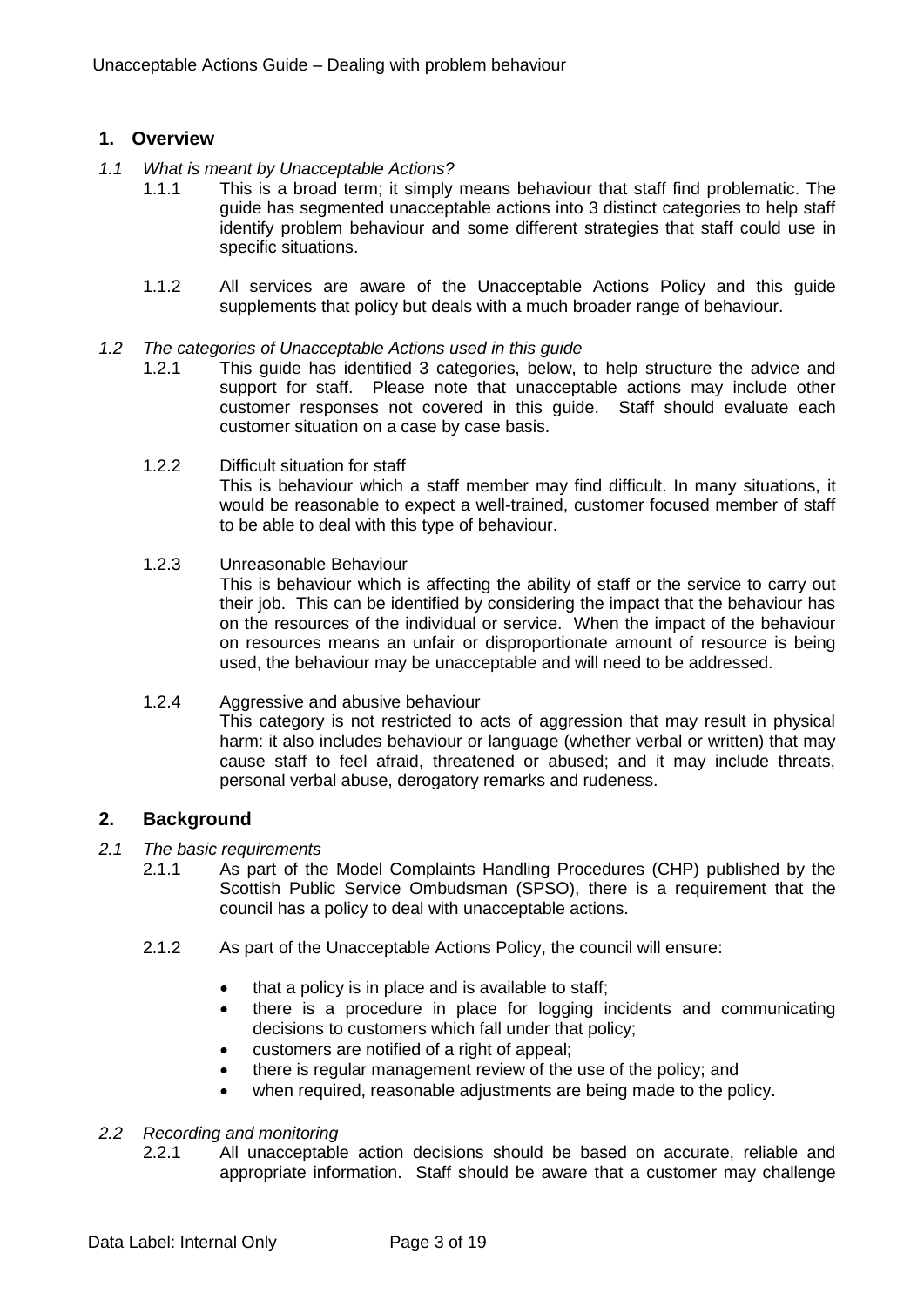## 1. Overview

*1.1 What is meant by Unacceptable Actions?*

1.1.1 This is a broad term; it simply means behaviour that staff find problematic. The guide has segmented unacceptable actions into 3 distinct categories to help staff identify problem behaviour and some different strategies that staff could use in specific situations.

1.1.2 All services are aware of the Unacceptable Actions Policy and this guide supplements that policy but deals with a much broader range of behaviour.

*1.2 The categories of Unacceptable Actions used in this guide*

1.2.1 This guide has identified 3 categories, below, to help structure the advice and support for staff. Please note that unacceptable actions may include other customer responses not covered in this guide. Staff should evaluate each customer situation on a case by case basis.

1.2.2 Difficult situation for staff
This is behaviour which a staff member may find difficult. In many situations, it would be reasonable to expect a well-trained, customer focused member of staff to be able to deal with this type of behaviour.

1.2.3 Unreasonable Behaviour
This is behaviour which is affecting the ability of staff or the service to carry out their job. This can be identified by considering the impact that the behaviour has on the resources of the individual or service. When the impact of the behaviour on resources means an unfair or disproportionate amount of resource is being used, the behaviour may be unacceptable and will need to be addressed.

1.2.4 Aggressive and abusive behaviour
This category is not restricted to acts of aggression that may result in physical harm: it also includes behaviour or language (whether verbal or written) that may cause staff to feel afraid, threatened or abused; and it may include threats, personal verbal abuse, derogatory remarks and rudeness.

## 2. Background

*2.1 The basic requirements*

2.1.1 As part of the Model Complaints Handling Procedures (CHP) published by the Scottish Public Service Ombudsman (SPSO), there is a requirement that the council has a policy to deal with unacceptable actions.

2.1.2 As part of the Unacceptable Actions Policy, the council will ensure:

- that a policy is in place and is available to staff;
- there is a procedure in place for logging incidents and communicating decisions to customers which fall under that policy;
- customers are notified of a right of appeal;
- there is regular management review of the use of the policy; and
- when required, reasonable adjustments are being made to the policy.

*2.2 Recording and monitoring*

2.2.1 All unacceptable action decisions should be based on accurate, reliable and appropriate information. Staff should be aware that a customer may challenge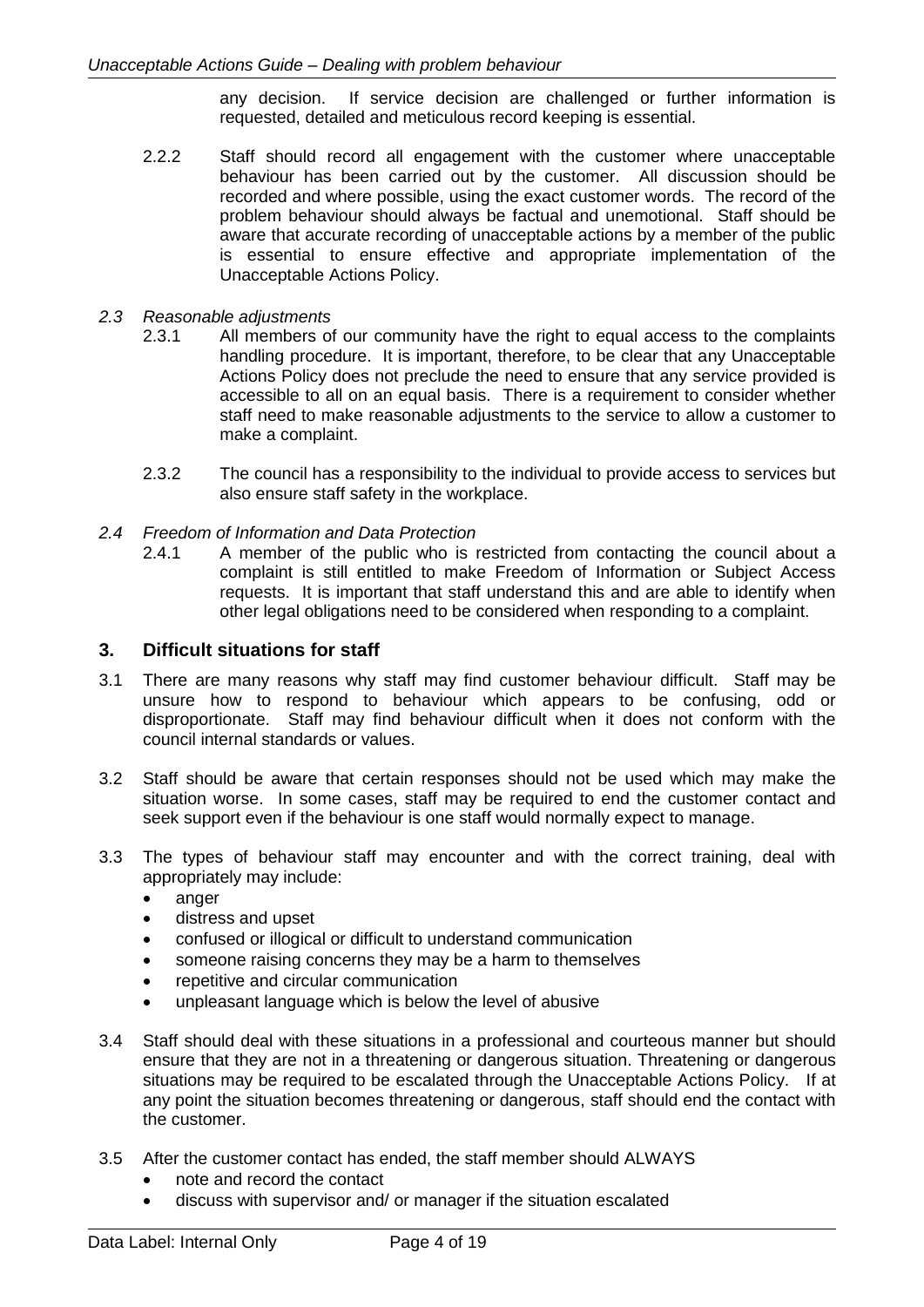any decision. If service decision are challenged or further information is requested, detailed and meticulous record keeping is essential.

2.2.2 Staff should record all engagement with the customer where unacceptable behaviour has been carried out by the customer. All discussion should be recorded and where possible, using the exact customer words. The record of the problem behaviour should always be factual and unemotional. Staff should be aware that accurate recording of unacceptable actions by a member of the public is essential to ensure effective and appropriate implementation of the Unacceptable Actions Policy.

*2.3 Reasonable adjustments*

2.3.1 All members of our community have the right to equal access to the complaints handling procedure. It is important, therefore, to be clear that any Unacceptable Actions Policy does not preclude the need to ensure that any service provided is accessible to all on an equal basis. There is a requirement to consider whether staff need to make reasonable adjustments to the service to allow a customer to make a complaint.

2.3.2 The council has a responsibility to the individual to provide access to services but also ensure staff safety in the workplace.

*2.4 Freedom of Information and Data Protection*

2.4.1 A member of the public who is restricted from contacting the council about a complaint is still entitled to make Freedom of Information or Subject Access requests. It is important that staff understand this and are able to identify when other legal obligations need to be considered when responding to a complaint.

## 3. Difficult situations for staff

3.1 There are many reasons why staff may find customer behaviour difficult. Staff may be unsure how to respond to behaviour which appears to be confusing, odd or disproportionate. Staff may find behaviour difficult when it does not conform with the council internal standards or values.

3.2 Staff should be aware that certain responses should not be used which may make the situation worse. In some cases, staff may be required to end the customer contact and seek support even if the behaviour is one staff would normally expect to manage.

3.3 The types of behaviour staff may encounter and with the correct training, deal with appropriately may include:

- anger
- distress and upset
- confused or illogical or difficult to understand communication
- someone raising concerns they may be a harm to themselves
- repetitive and circular communication
- unpleasant language which is below the level of abusive

3.4 Staff should deal with these situations in a professional and courteous manner but should ensure that they are not in a threatening or dangerous situation. Threatening or dangerous situations may be required to be escalated through the Unacceptable Actions Policy. If at any point the situation becomes threatening or dangerous, staff should end the contact with the customer.

3.5 After the customer contact has ended, the staff member should ALWAYS

- note and record the contact
- discuss with supervisor and/ or manager if the situation escalated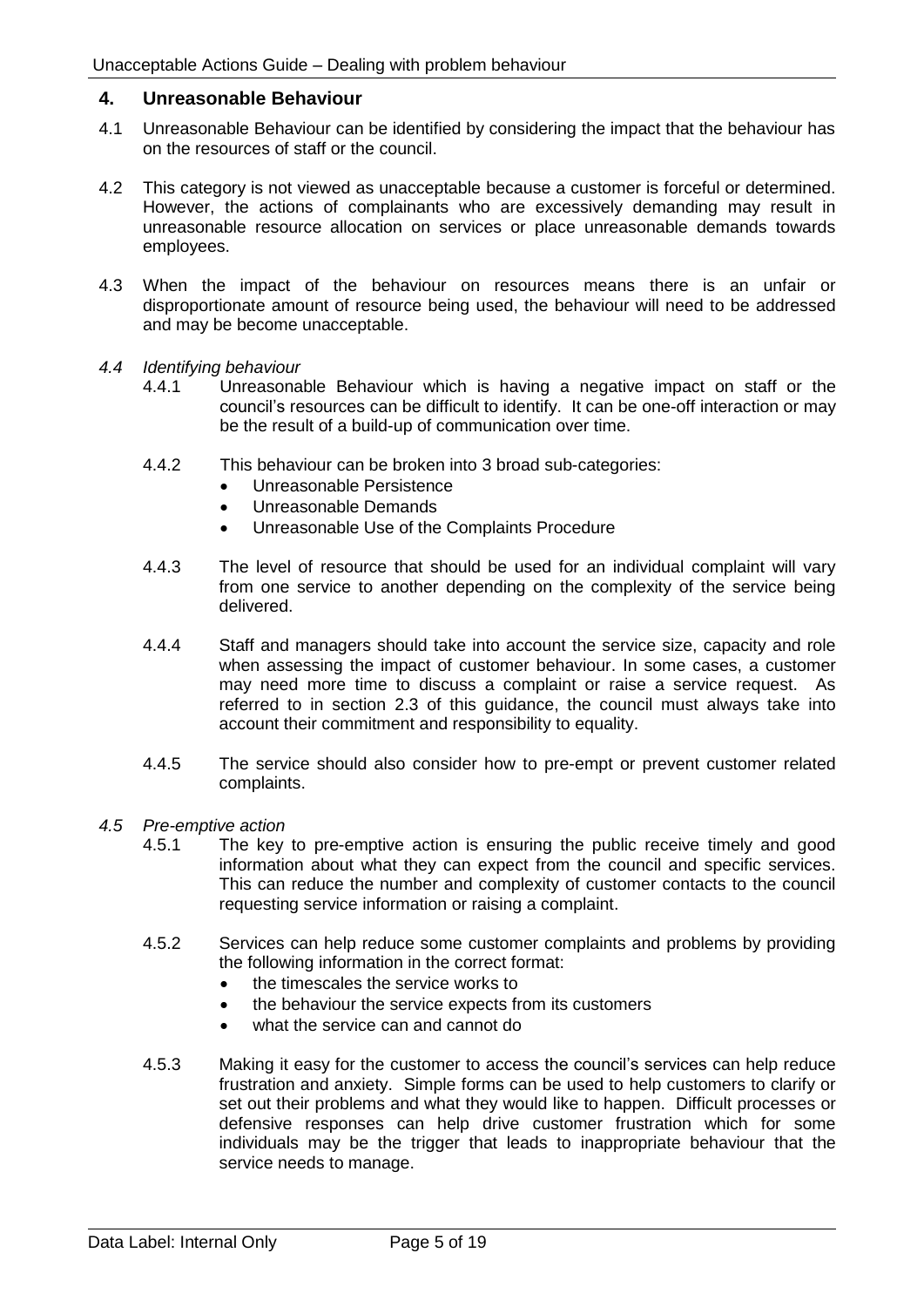## 4. Unreasonable Behaviour

4.1 Unreasonable Behaviour can be identified by considering the impact that the behaviour has on the resources of staff or the council.

4.2 This category is not viewed as unacceptable because a customer is forceful or determined. However, the actions of complainants who are excessively demanding may result in unreasonable resource allocation on services or place unreasonable demands towards employees.

4.3 When the impact of the behaviour on resources means there is an unfair or disproportionate amount of resource being used, the behaviour will need to be addressed and may be become unacceptable.

*4.4 Identifying behaviour*

4.4.1 Unreasonable Behaviour which is having a negative impact on staff or the council's resources can be difficult to identify. It can be one-off interaction or may be the result of a build-up of communication over time.

4.4.2 This behaviour can be broken into 3 broad sub-categories:

- Unreasonable Persistence
- Unreasonable Demands
- Unreasonable Use of the Complaints Procedure

4.4.3 The level of resource that should be used for an individual complaint will vary from one service to another depending on the complexity of the service being delivered.

4.4.4 Staff and managers should take into account the service size, capacity and role when assessing the impact of customer behaviour. In some cases, a customer may need more time to discuss a complaint or raise a service request. As referred to in section 2.3 of this guidance, the council must always take into account their commitment and responsibility to equality.

4.4.5 The service should also consider how to pre-empt or prevent customer related complaints.

*4.5 Pre-emptive action*

4.5.1 The key to pre-emptive action is ensuring the public receive timely and good information about what they can expect from the council and specific services. This can reduce the number and complexity of customer contacts to the council requesting service information or raising a complaint.

4.5.2 Services can help reduce some customer complaints and problems by providing the following information in the correct format:

- the timescales the service works to
- the behaviour the service expects from its customers
- what the service can and cannot do

4.5.3 Making it easy for the customer to access the council's services can help reduce frustration and anxiety. Simple forms can be used to help customers to clarify or set out their problems and what they would like to happen. Difficult processes or defensive responses can help drive customer frustration which for some individuals may be the trigger that leads to inappropriate behaviour that the service needs to manage.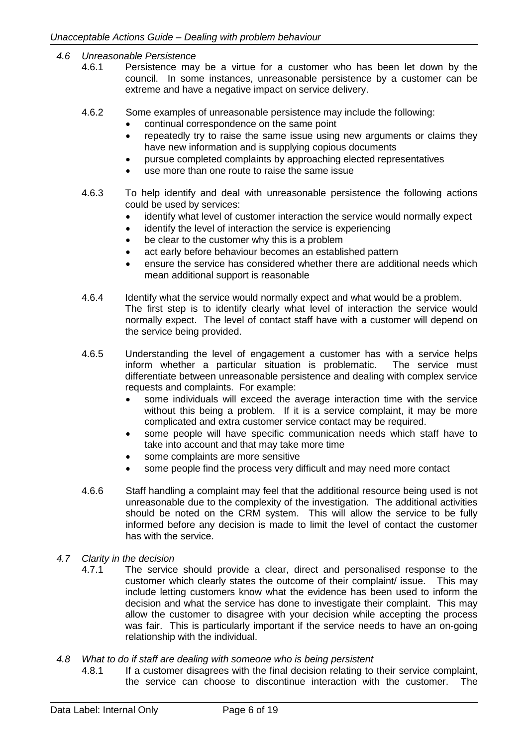### *4.6 Unreasonable Persistence*

4.6.1 Persistence may be a virtue for a customer who has been let down by the council. In some instances, unreasonable persistence by a customer can be extreme and have a negative impact on service delivery.

4.6.2 Some examples of unreasonable persistence may include the following:

- continual correspondence on the same point
- repeatedly try to raise the same issue using new arguments or claims they have new information and is supplying copious documents
- pursue completed complaints by approaching elected representatives
- use more than one route to raise the same issue

4.6.3 To help identify and deal with unreasonable persistence the following actions could be used by services:

- identify what level of customer interaction the service would normally expect
- identify the level of interaction the service is experiencing
- be clear to the customer why this is a problem
- act early before behaviour becomes an established pattern
- ensure the service has considered whether there are additional needs which mean additional support is reasonable

4.6.4 Identify what the service would normally expect and what would be a problem. The first step is to identify clearly what level of interaction the service would normally expect. The level of contact staff have with a customer will depend on the service being provided.

4.6.5 Understanding the level of engagement a customer has with a service helps inform whether a particular situation is problematic. The service must differentiate between unreasonable persistence and dealing with complex service requests and complaints. For example:

- some individuals will exceed the average interaction time with the service without this being a problem. If it is a service complaint, it may be more complicated and extra customer service contact may be required.
- some people will have specific communication needs which staff have to take into account and that may take more time
- some complaints are more sensitive
- some people find the process very difficult and may need more contact

4.6.6 Staff handling a complaint may feel that the additional resource being used is not unreasonable due to the complexity of the investigation. The additional activities should be noted on the CRM system. This will allow the service to be fully informed before any decision is made to limit the level of contact the customer has with the service.

### *4.7 Clarity in the decision*

4.7.1 The service should provide a clear, direct and personalised response to the customer which clearly states the outcome of their complaint/ issue. This may include letting customers know what the evidence has been used to inform the decision and what the service has done to investigate their complaint. This may allow the customer to disagree with your decision while accepting the process was fair. This is particularly important if the service needs to have an on-going relationship with the individual.

### *4.8 What to do if staff are dealing with someone who is being persistent*

4.8.1 If a customer disagrees with the final decision relating to their service complaint, the service can choose to discontinue interaction with the customer. The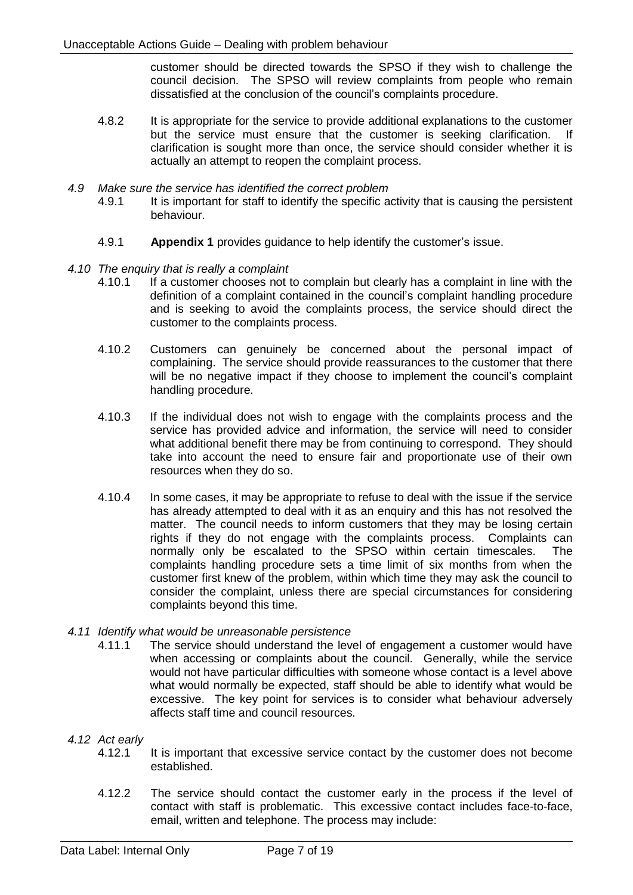customer should be directed towards the SPSO if they wish to challenge the council decision. The SPSO will review complaints from people who remain dissatisfied at the conclusion of the council's complaints procedure.

4.8.2 It is appropriate for the service to provide additional explanations to the customer but the service must ensure that the customer is seeking clarification. If clarification is sought more than once, the service should consider whether it is actually an attempt to reopen the complaint process.

*4.9 Make sure the service has identified the correct problem*

4.9.1 It is important for staff to identify the specific activity that is causing the persistent behaviour.

4.9.1 **Appendix 1** provides guidance to help identify the customer's issue.

*4.10 The enquiry that is really a complaint*

4.10.1 If a customer chooses not to complain but clearly has a complaint in line with the definition of a complaint contained in the council's complaint handling procedure and is seeking to avoid the complaints process, the service should direct the customer to the complaints process.

4.10.2 Customers can genuinely be concerned about the personal impact of complaining. The service should provide reassurances to the customer that there will be no negative impact if they choose to implement the council's complaint handling procedure.

4.10.3 If the individual does not wish to engage with the complaints process and the service has provided advice and information, the service will need to consider what additional benefit there may be from continuing to correspond. They should take into account the need to ensure fair and proportionate use of their own resources when they do so.

4.10.4 In some cases, it may be appropriate to refuse to deal with the issue if the service has already attempted to deal with it as an enquiry and this has not resolved the matter. The council needs to inform customers that they may be losing certain rights if they do not engage with the complaints process. Complaints can normally only be escalated to the SPSO within certain timescales. The complaints handling procedure sets a time limit of six months from when the customer first knew of the problem, within which time they may ask the council to consider the complaint, unless there are special circumstances for considering complaints beyond this time.

*4.11 Identify what would be unreasonable persistence*

4.11.1 The service should understand the level of engagement a customer would have when accessing or complaints about the council. Generally, while the service would not have particular difficulties with someone whose contact is a level above what would normally be expected, staff should be able to identify what would be excessive. The key point for services is to consider what behaviour adversely affects staff time and council resources.

*4.12 Act early*

4.12.1 It is important that excessive service contact by the customer does not become established.

4.12.2 The service should contact the customer early in the process if the level of contact with staff is problematic. This excessive contact includes face-to-face, email, written and telephone. The process may include: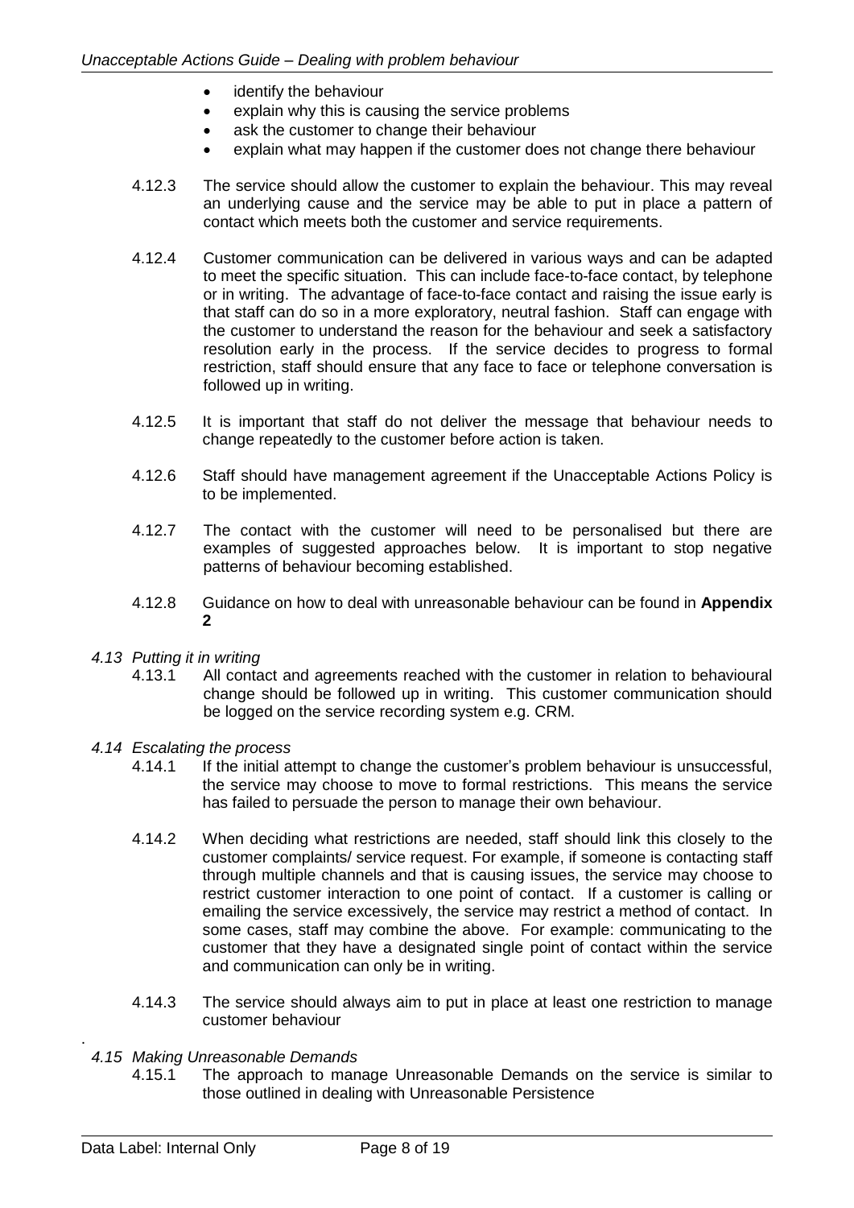- identify the behaviour
- explain why this is causing the service problems
- ask the customer to change their behaviour
- explain what may happen if the customer does not change there behaviour

4.12.3 The service should allow the customer to explain the behaviour. This may reveal an underlying cause and the service may be able to put in place a pattern of contact which meets both the customer and service requirements.

4.12.4 Customer communication can be delivered in various ways and can be adapted to meet the specific situation. This can include face-to-face contact, by telephone or in writing. The advantage of face-to-face contact and raising the issue early is that staff can do so in a more exploratory, neutral fashion. Staff can engage with the customer to understand the reason for the behaviour and seek a satisfactory resolution early in the process. If the service decides to progress to formal restriction, staff should ensure that any face to face or telephone conversation is followed up in writing.

4.12.5 It is important that staff do not deliver the message that behaviour needs to change repeatedly to the customer before action is taken.

4.12.6 Staff should have management agreement if the Unacceptable Actions Policy is to be implemented.

4.12.7 The contact with the customer will need to be personalised but there are examples of suggested approaches below. It is important to stop negative patterns of behaviour becoming established.

4.12.8 Guidance on how to deal with unreasonable behaviour can be found in **Appendix 2**

*4.13 Putting it in writing*

4.13.1 All contact and agreements reached with the customer in relation to behavioural change should be followed up in writing. This customer communication should be logged on the service recording system e.g. CRM.

*4.14 Escalating the process*

4.14.1 If the initial attempt to change the customer's problem behaviour is unsuccessful, the service may choose to move to formal restrictions. This means the service has failed to persuade the person to manage their own behaviour.

4.14.2 When deciding what restrictions are needed, staff should link this closely to the customer complaints/ service request. For example, if someone is contacting staff through multiple channels and that is causing issues, the service may choose to restrict customer interaction to one point of contact. If a customer is calling or emailing the service excessively, the service may restrict a method of contact. In some cases, staff may combine the above. For example: communicating to the customer that they have a designated single point of contact within the service and communication can only be in writing.

4.14.3 The service should always aim to put in place at least one restriction to manage customer behaviour

*4.15 Making Unreasonable Demands*

4.15.1 The approach to manage Unreasonable Demands on the service is similar to those outlined in dealing with Unreasonable Persistence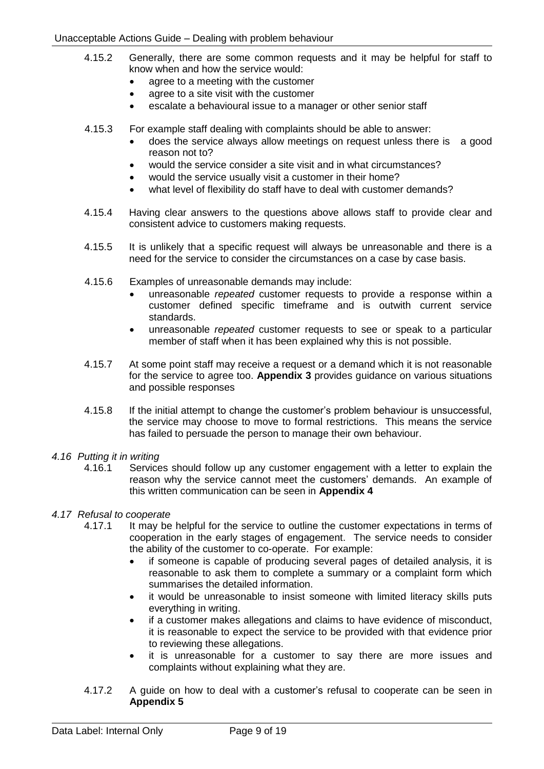4.15.2 Generally, there are some common requests and it may be helpful for staff to know when and how the service would:

- agree to a meeting with the customer
- agree to a site visit with the customer
- escalate a behavioural issue to a manager or other senior staff

4.15.3 For example staff dealing with complaints should be able to answer:

- does the service always allow meetings on request unless there is a good reason not to?
- would the service consider a site visit and in what circumstances?
- would the service usually visit a customer in their home?
- what level of flexibility do staff have to deal with customer demands?

4.15.4 Having clear answers to the questions above allows staff to provide clear and consistent advice to customers making requests.

4.15.5 It is unlikely that a specific request will always be unreasonable and there is a need for the service to consider the circumstances on a case by case basis.

4.15.6 Examples of unreasonable demands may include:

- unreasonable *repeated* customer requests to provide a response within a customer defined specific timeframe and is outwith current service standards.
- unreasonable *repeated* customer requests to see or speak to a particular member of staff when it has been explained why this is not possible.

4.15.7 At some point staff may receive a request or a demand which it is not reasonable for the service to agree too. **Appendix 3** provides guidance on various situations and possible responses

4.15.8 If the initial attempt to change the customer's problem behaviour is unsuccessful, the service may choose to move to formal restrictions. This means the service has failed to persuade the person to manage their own behaviour.

### *4.16 Putting it in writing*

4.16.1 Services should follow up any customer engagement with a letter to explain the reason why the service cannot meet the customers' demands. An example of this written communication can be seen in **Appendix 4**

### *4.17 Refusal to cooperate*

4.17.1 It may be helpful for the service to outline the customer expectations in terms of cooperation in the early stages of engagement. The service needs to consider the ability of the customer to co-operate. For example:

- if someone is capable of producing several pages of detailed analysis, it is reasonable to ask them to complete a summary or a complaint form which summarises the detailed information.
- it would be unreasonable to insist someone with limited literacy skills puts everything in writing.
- if a customer makes allegations and claims to have evidence of misconduct, it is reasonable to expect the service to be provided with that evidence prior to reviewing these allegations.
- it is unreasonable for a customer to say there are more issues and complaints without explaining what they are.

4.17.2 A guide on how to deal with a customer's refusal to cooperate can be seen in **Appendix 5**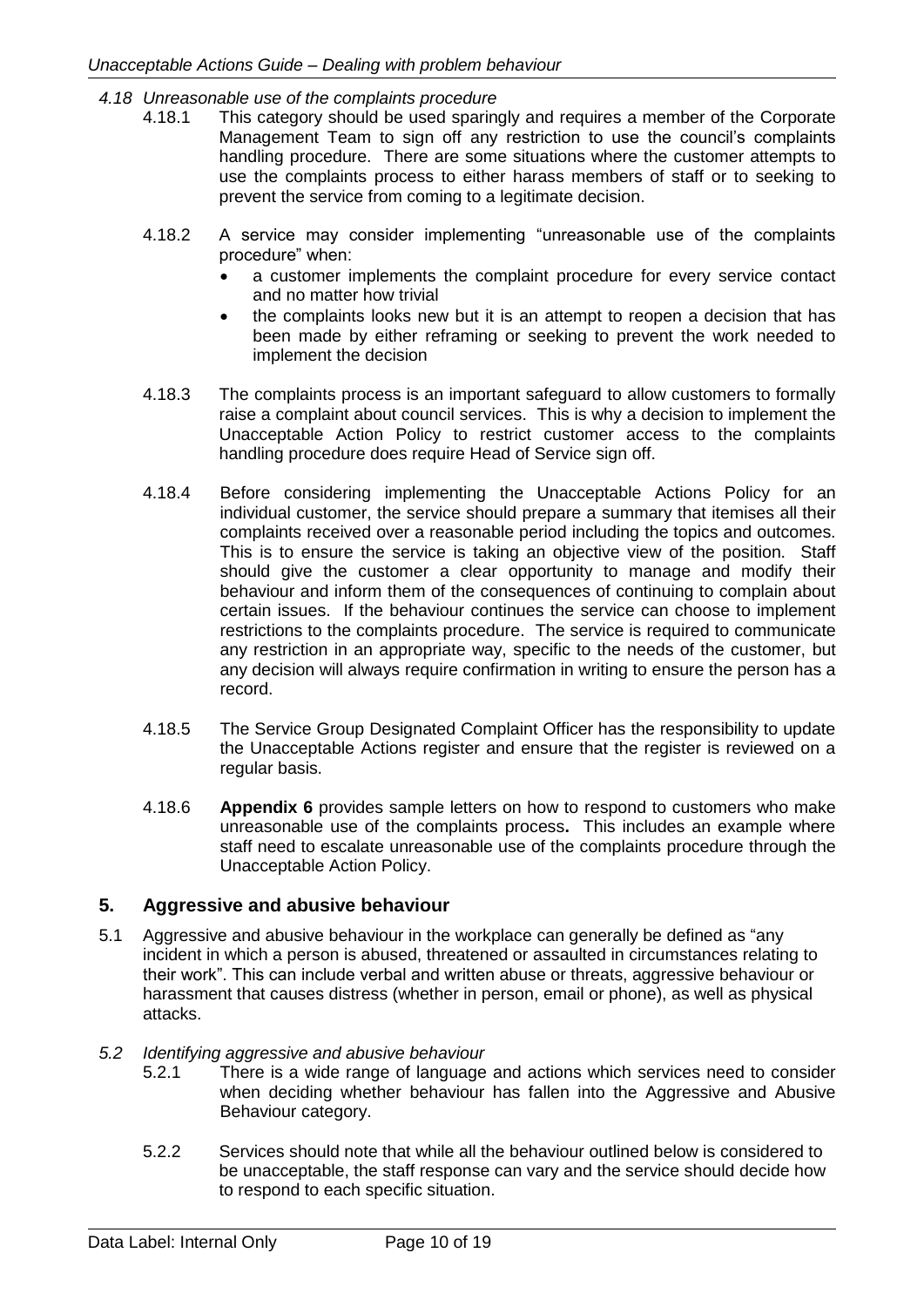*4.18 Unreasonable use of the complaints procedure*

4.18.1 This category should be used sparingly and requires a member of the Corporate Management Team to sign off any restriction to use the council's complaints handling procedure. There are some situations where the customer attempts to use the complaints process to either harass members of staff or to seeking to prevent the service from coming to a legitimate decision.

4.18.2 A service may consider implementing "unreasonable use of the complaints procedure" when:

- a customer implements the complaint procedure for every service contact and no matter how trivial
- the complaints looks new but it is an attempt to reopen a decision that has been made by either reframing or seeking to prevent the work needed to implement the decision

4.18.3 The complaints process is an important safeguard to allow customers to formally raise a complaint about council services. This is why a decision to implement the Unacceptable Action Policy to restrict customer access to the complaints handling procedure does require Head of Service sign off.

4.18.4 Before considering implementing the Unacceptable Actions Policy for an individual customer, the service should prepare a summary that itemises all their complaints received over a reasonable period including the topics and outcomes. This is to ensure the service is taking an objective view of the position. Staff should give the customer a clear opportunity to manage and modify their behaviour and inform them of the consequences of continuing to complain about certain issues. If the behaviour continues the service can choose to implement restrictions to the complaints procedure. The service is required to communicate any restriction in an appropriate way, specific to the needs of the customer, but any decision will always require confirmation in writing to ensure the person has a record.

4.18.5 The Service Group Designated Complaint Officer has the responsibility to update the Unacceptable Actions register and ensure that the register is reviewed on a regular basis.

4.18.6 **Appendix 6** provides sample letters on how to respond to customers who make unreasonable use of the complaints process**.** This includes an example where staff need to escalate unreasonable use of the complaints procedure through the Unacceptable Action Policy.

## 5. Aggressive and abusive behaviour

5.1 Aggressive and abusive behaviour in the workplace can generally be defined as "any incident in which a person is abused, threatened or assaulted in circumstances relating to their work". This can include verbal and written abuse or threats, aggressive behaviour or harassment that causes distress (whether in person, email or phone), as well as physical attacks.

*5.2 Identifying aggressive and abusive behaviour*

5.2.1 There is a wide range of language and actions which services need to consider when deciding whether behaviour has fallen into the Aggressive and Abusive Behaviour category.

5.2.2 Services should note that while all the behaviour outlined below is considered to be unacceptable, the staff response can vary and the service should decide how to respond to each specific situation.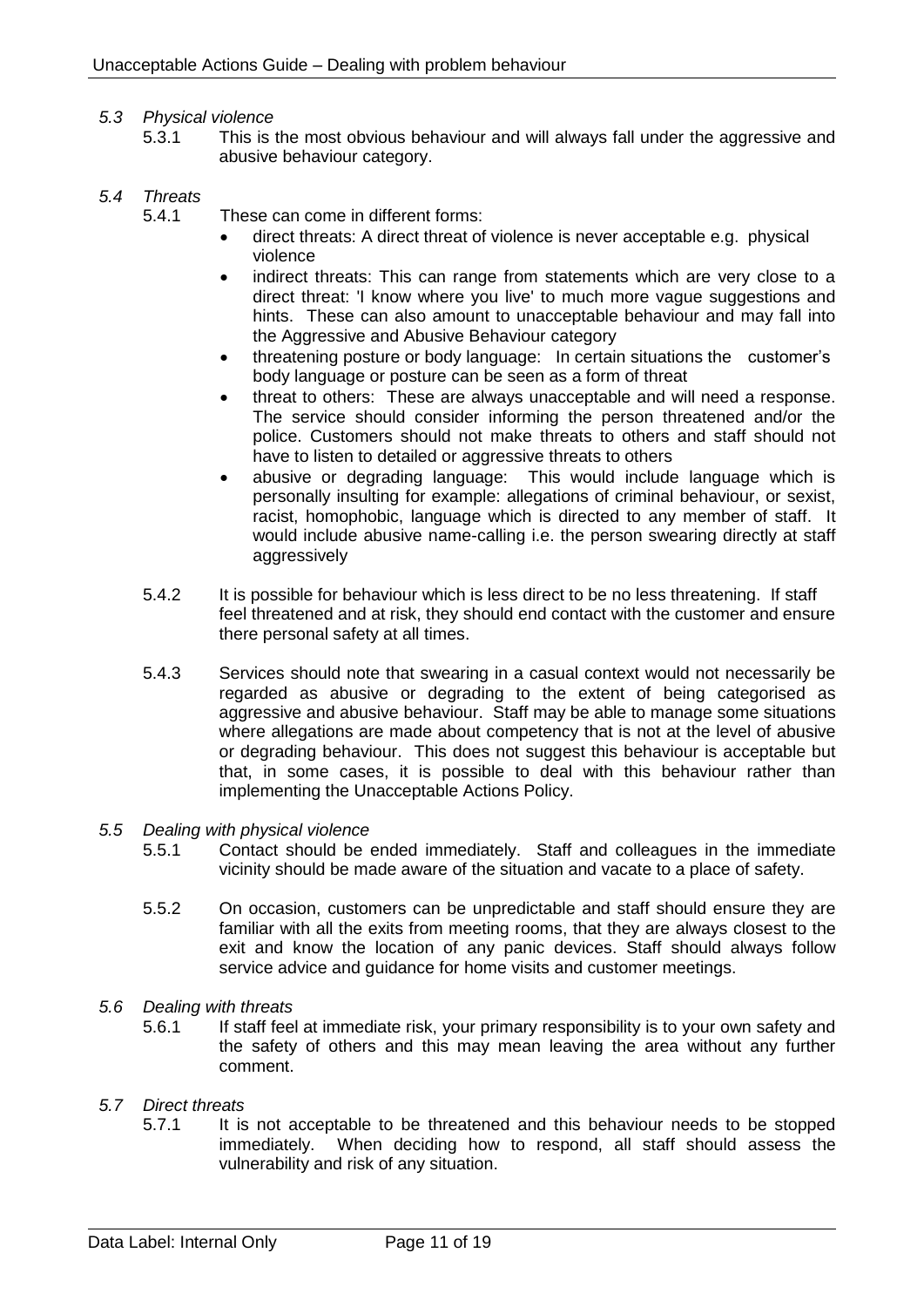### *5.3 Physical violence*

5.3.1 This is the most obvious behaviour and will always fall under the aggressive and abusive behaviour category.

### *5.4 Threats*

5.4.1 These can come in different forms:

- direct threats: A direct threat of violence is never acceptable e.g. physical violence
- indirect threats: This can range from statements which are very close to a direct threat: 'I know where you live' to much more vague suggestions and hints. These can also amount to unacceptable behaviour and may fall into the Aggressive and Abusive Behaviour category
- threatening posture or body language: In certain situations the customer's body language or posture can be seen as a form of threat
- threat to others: These are always unacceptable and will need a response. The service should consider informing the person threatened and/or the police. Customers should not make threats to others and staff should not have to listen to detailed or aggressive threats to others
- abusive or degrading language: This would include language which is personally insulting for example: allegations of criminal behaviour, or sexist, racist, homophobic, language which is directed to any member of staff. It would include abusive name-calling i.e. the person swearing directly at staff aggressively

5.4.2 It is possible for behaviour which is less direct to be no less threatening. If staff feel threatened and at risk, they should end contact with the customer and ensure there personal safety at all times.

5.4.3 Services should note that swearing in a casual context would not necessarily be regarded as abusive or degrading to the extent of being categorised as aggressive and abusive behaviour. Staff may be able to manage some situations where allegations are made about competency that is not at the level of abusive or degrading behaviour. This does not suggest this behaviour is acceptable but that, in some cases, it is possible to deal with this behaviour rather than implementing the Unacceptable Actions Policy.

### *5.5 Dealing with physical violence*

5.5.1 Contact should be ended immediately. Staff and colleagues in the immediate vicinity should be made aware of the situation and vacate to a place of safety.

5.5.2 On occasion, customers can be unpredictable and staff should ensure they are familiar with all the exits from meeting rooms, that they are always closest to the exit and know the location of any panic devices. Staff should always follow service advice and guidance for home visits and customer meetings.

### *5.6 Dealing with threats*

5.6.1 If staff feel at immediate risk, your primary responsibility is to your own safety and the safety of others and this may mean leaving the area without any further comment.

### *5.7 Direct threats*

5.7.1 It is not acceptable to be threatened and this behaviour needs to be stopped immediately. When deciding how to respond, all staff should assess the vulnerability and risk of any situation.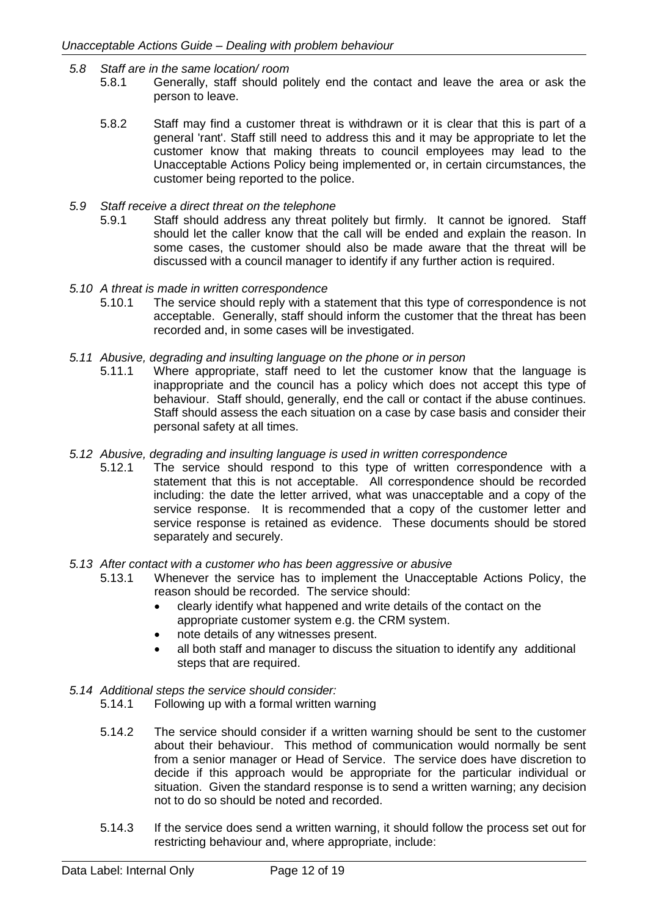*5.8 Staff are in the same location/ room*

5.8.1 Generally, staff should politely end the contact and leave the area or ask the person to leave.

5.8.2 Staff may find a customer threat is withdrawn or it is clear that this is part of a general 'rant'. Staff still need to address this and it may be appropriate to let the customer know that making threats to council employees may lead to the Unacceptable Actions Policy being implemented or, in certain circumstances, the customer being reported to the police.

*5.9 Staff receive a direct threat on the telephone*

5.9.1 Staff should address any threat politely but firmly. It cannot be ignored. Staff should let the caller know that the call will be ended and explain the reason. In some cases, the customer should also be made aware that the threat will be discussed with a council manager to identify if any further action is required.

*5.10 A threat is made in written correspondence*

5.10.1 The service should reply with a statement that this type of correspondence is not acceptable. Generally, staff should inform the customer that the threat has been recorded and, in some cases will be investigated.

*5.11 Abusive, degrading and insulting language on the phone or in person*

5.11.1 Where appropriate, staff need to let the customer know that the language is inappropriate and the council has a policy which does not accept this type of behaviour. Staff should, generally, end the call or contact if the abuse continues. Staff should assess the each situation on a case by case basis and consider their personal safety at all times.

*5.12 Abusive, degrading and insulting language is used in written correspondence*

5.12.1 The service should respond to this type of written correspondence with a statement that this is not acceptable. All correspondence should be recorded including: the date the letter arrived, what was unacceptable and a copy of the service response. It is recommended that a copy of the customer letter and service response is retained as evidence. These documents should be stored separately and securely.

*5.13 After contact with a customer who has been aggressive or abusive*

5.13.1 Whenever the service has to implement the Unacceptable Actions Policy, the reason should be recorded. The service should:

- clearly identify what happened and write details of the contact on the appropriate customer system e.g. the CRM system.
- note details of any witnesses present.
- all both staff and manager to discuss the situation to identify any additional steps that are required.

*5.14 Additional steps the service should consider:*

5.14.1 Following up with a formal written warning

5.14.2 The service should consider if a written warning should be sent to the customer about their behaviour. This method of communication would normally be sent from a senior manager or Head of Service. The service does have discretion to decide if this approach would be appropriate for the particular individual or situation. Given the standard response is to send a written warning; any decision not to do so should be noted and recorded.

5.14.3 If the service does send a written warning, it should follow the process set out for restricting behaviour and, where appropriate, include: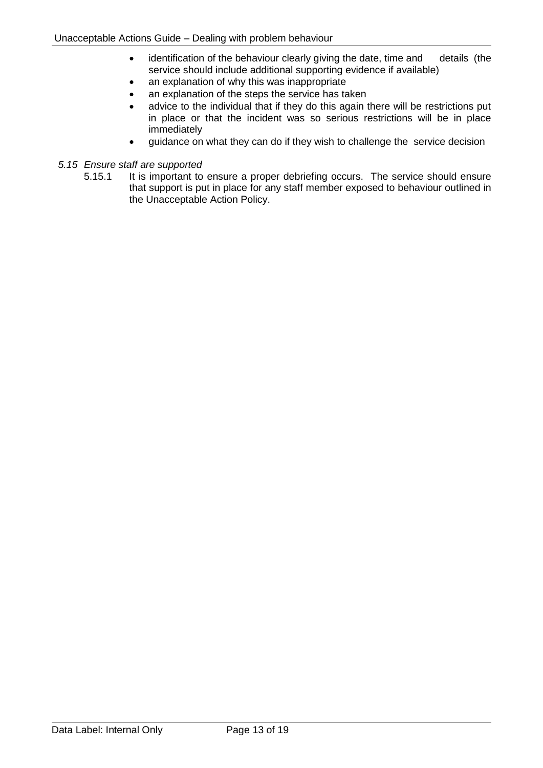- identification of the behaviour clearly giving the date, time and details (the service should include additional supporting evidence if available)
- an explanation of why this was inappropriate
- an explanation of the steps the service has taken
- advice to the individual that if they do this again there will be restrictions put in place or that the incident was so serious restrictions will be in place immediately
- guidance on what they can do if they wish to challenge the service decision

### *5.15 Ensure staff are supported*

5.15.1 It is important to ensure a proper debriefing occurs. The service should ensure that support is put in place for any staff member exposed to behaviour outlined in the Unacceptable Action Policy.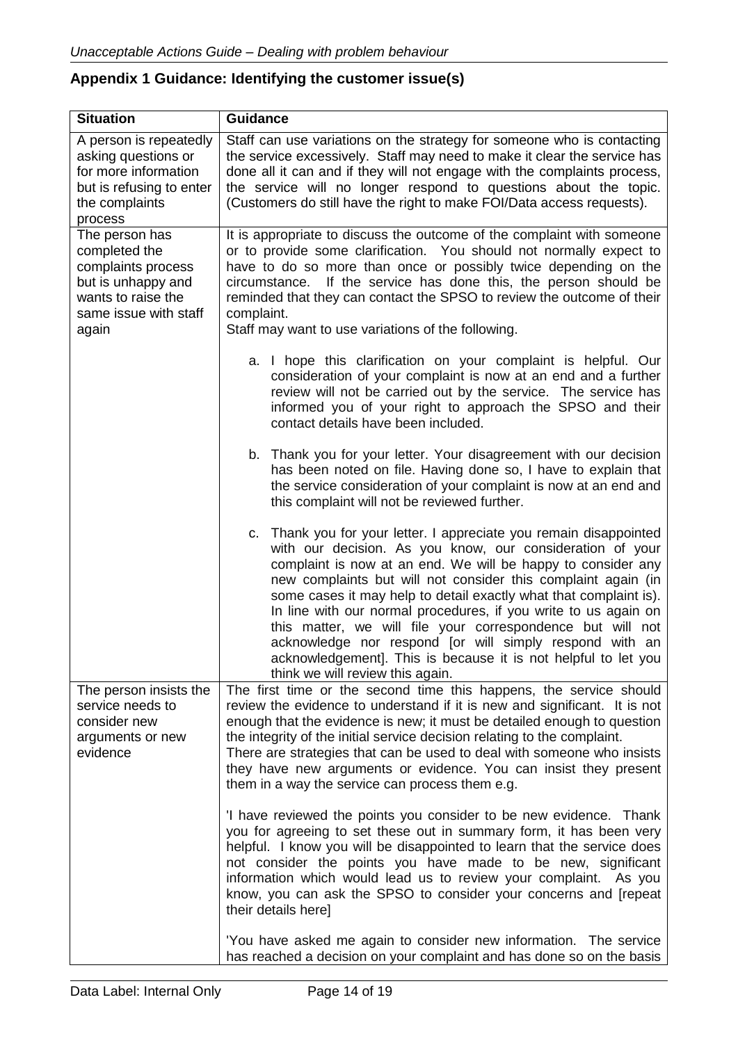## Appendix 1 Guidance: Identifying the customer issue(s)

| Situation | Guidance |
|---|---|
| A person is repeatedly asking questions or for more information but is refusing to enter the complaints process | Staff can use variations on the strategy for someone who is contacting the service excessively. Staff may need to make it clear the service has done all it can and if they will not engage with the complaints process, the service will no longer respond to questions about the topic. (Customers do still have the right to make FOI/Data access requests). |
| The person has completed the complaints process but is unhappy and wants to raise the same issue with staff again | It is appropriate to discuss the outcome of the complaint with someone or to provide some clarification. You should not normally expect to have to do so more than once or possibly twice depending on the circumstance. If the service has done this, the person should be reminded that they can contact the SPSO to review the outcome of their complaint.<br>Staff may want to use variations of the following.<br><br>a. I hope this clarification on your complaint is helpful. Our consideration of your complaint is now at an end and a further review will not be carried out by the service. The service has informed you of your right to approach the SPSO and their contact details have been included.<br><br>b. Thank you for your letter. Your disagreement with our decision has been noted on file. Having done so, I have to explain that the service consideration of your complaint is now at an end and this complaint will not be reviewed further.<br><br>c. Thank you for your letter. I appreciate you remain disappointed with our decision. As you know, our consideration of your complaint is now at an end. We will be happy to consider any new complaints but will not consider this complaint again (in some cases it may help to detail exactly what that complaint is). In line with our normal procedures, if you write to us again on this matter, we will file your correspondence but will not acknowledge nor respond [or will simply respond with an acknowledgement]. This is because it is not helpful to let you think we will review this again. |
| The person insists the service needs to consider new arguments or new evidence | The first time or the second time this happens, the service should review the evidence to understand if it is new and significant. It is not enough that the evidence is new; it must be detailed enough to question the integrity of the initial service decision relating to the complaint.<br>There are strategies that can be used to deal with someone who insists they have new arguments or evidence. You can insist they present them in a way the service can process them e.g.<br><br>'I have reviewed the points you consider to be new evidence. Thank you for agreeing to set these out in summary form, it has been very helpful. I know you will be disappointed to learn that the service does not consider the points you have made to be new, significant information which would lead us to review your complaint. As you know, you can ask the SPSO to consider your concerns and [repeat their details here]<br><br>'You have asked me again to consider new information. The service has reached a decision on your complaint and has done so on the basis |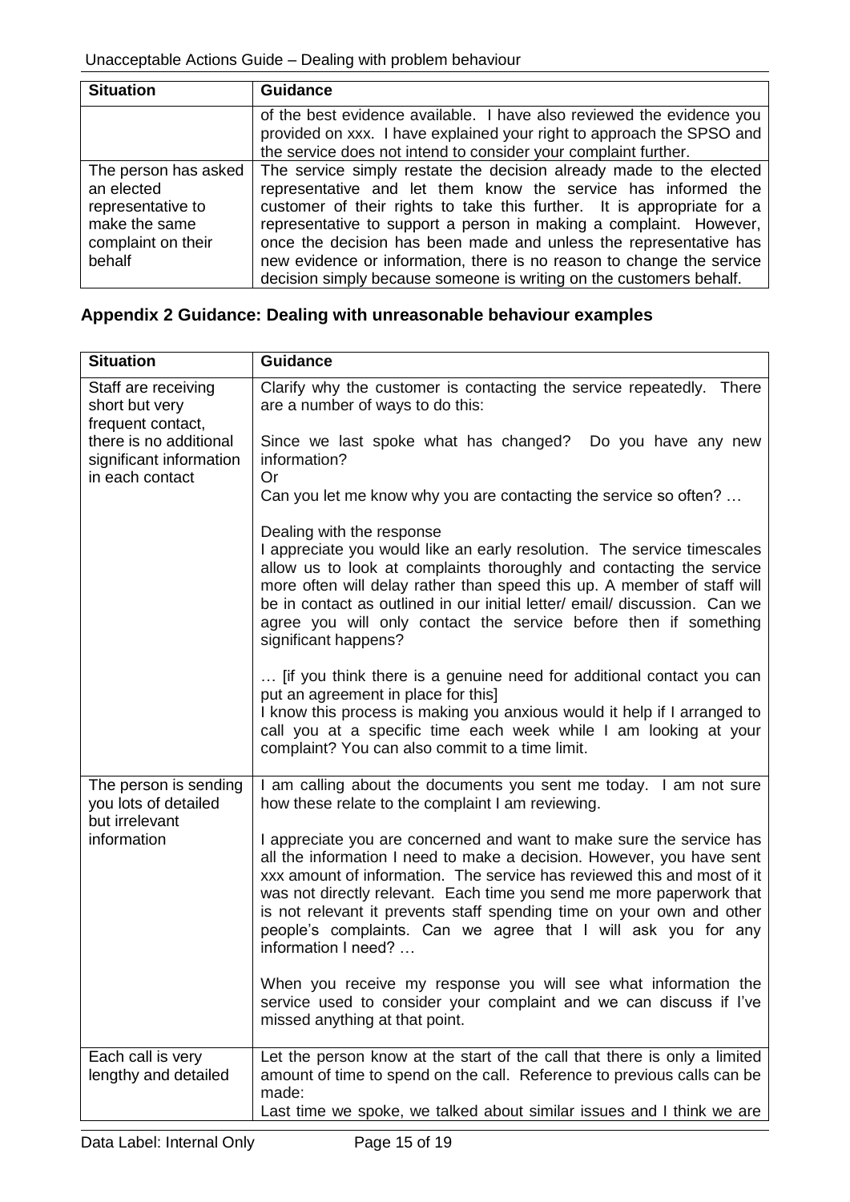| Situation | Guidance |
|---|---|
| | of the best evidence available. I have also reviewed the evidence you provided on xxx. I have explained your right to approach the SPSO and the service does not intend to consider your complaint further. |
| The person has asked an elected representative to make the same complaint on their behalf | The service simply restate the decision already made to the elected representative and let them know the service has informed the customer of their rights to take this further. It is appropriate for a representative to support a person in making a complaint. However, once the decision has been made and unless the representative has new evidence or information, there is no reason to change the service decision simply because someone is writing on the customers behalf. |

## Appendix 2 Guidance: Dealing with unreasonable behaviour examples

| Situation | Guidance |
|---|---|
| Staff are receiving short but very frequent contact, there is no additional significant information in each contact | Clarify why the customer is contacting the service repeatedly. There are a number of ways to do this:<br><br>Since we last spoke what has changed? Do you have any new information?<br>Or<br>Can you let me know why you are contacting the service so often? …<br><br>Dealing with the response<br>I appreciate you would like an early resolution. The service timescales allow us to look at complaints thoroughly and contacting the service more often will delay rather than speed this up. A member of staff will be in contact as outlined in our initial letter/ email/ discussion. Can we agree you will only contact the service before then if something significant happens?<br><br>… [if you think there is a genuine need for additional contact you can put an agreement in place for this]<br>I know this process is making you anxious would it help if I arranged to call you at a specific time each week while I am looking at your complaint? You can also commit to a time limit. |
| The person is sending you lots of detailed but irrelevant information | I am calling about the documents you sent me today. I am not sure how these relate to the complaint I am reviewing.<br><br>I appreciate you are concerned and want to make sure the service has all the information I need to make a decision. However, you have sent xxx amount of information. The service has reviewed this and most of it was not directly relevant. Each time you send me more paperwork that is not relevant it prevents staff spending time on your own and other people's complaints. Can we agree that I will ask you for any information I need? …<br><br>When you receive my response you will see what information the service used to consider your complaint and we can discuss if I've missed anything at that point. |
| Each call is very lengthy and detailed | Let the person know at the start of the call that there is only a limited amount of time to spend on the call. Reference to previous calls can be made:<br>Last time we spoke, we talked about similar issues and I think we are |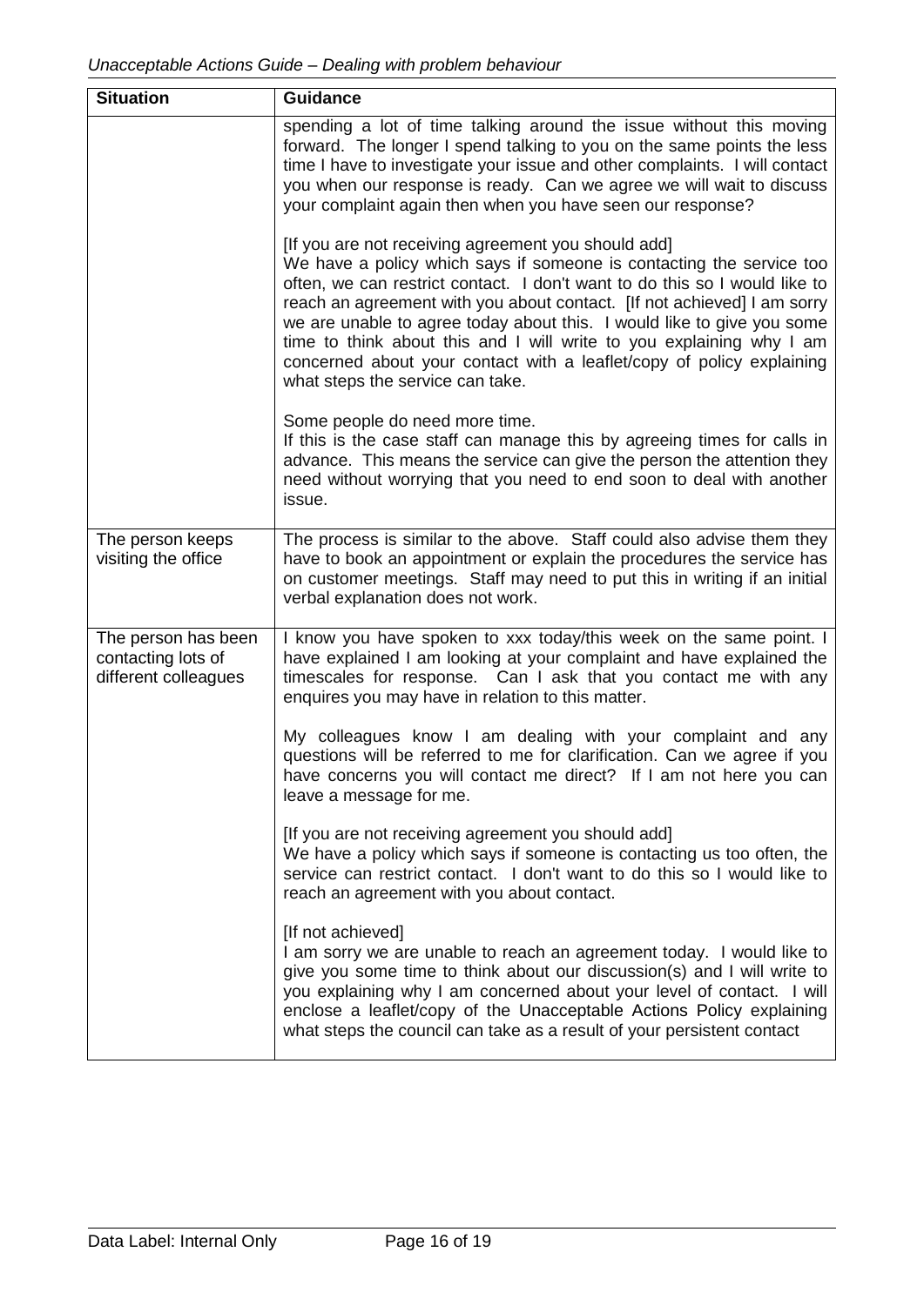| Situation | Guidance |
|---|---|
| | spending a lot of time talking around the issue without this moving forward. The longer I spend talking to you on the same points the less time I have to investigate your issue and other complaints. I will contact you when our response is ready. Can we agree we will wait to discuss your complaint again then when you have seen our response?<br><br>[If you are not receiving agreement you should add]<br>We have a policy which says if someone is contacting the service too often, we can restrict contact. I don't want to do this so I would like to reach an agreement with you about contact. [If not achieved] I am sorry we are unable to agree today about this. I would like to give you some time to think about this and I will write to you explaining why I am concerned about your contact with a leaflet/copy of policy explaining what steps the service can take.<br><br>Some people do need more time.<br>If this is the case staff can manage this by agreeing times for calls in advance. This means the service can give the person the attention they need without worrying that you need to end soon to deal with another issue. |
| The person keeps visiting the office | The process is similar to the above. Staff could also advise them they have to book an appointment or explain the procedures the service has on customer meetings. Staff may need to put this in writing if an initial verbal explanation does not work. |
| The person has been contacting lots of different colleagues | I know you have spoken to xxx today/this week on the same point. I have explained I am looking at your complaint and have explained the timescales for response. Can I ask that you contact me with any enquires you may have in relation to this matter.<br><br>My colleagues know I am dealing with your complaint and any questions will be referred to me for clarification. Can we agree if you have concerns you will contact me direct? If I am not here you can leave a message for me.<br><br>[If you are not receiving agreement you should add]<br>We have a policy which says if someone is contacting us too often, the service can restrict contact. I don't want to do this so I would like to reach an agreement with you about contact.<br><br>[If not achieved]<br>I am sorry we are unable to reach an agreement today. I would like to give you some time to think about our discussion(s) and I will write to you explaining why I am concerned about your level of contact. I will enclose a leaflet/copy of the Unacceptable Actions Policy explaining what steps the council can take as a result of your persistent contact |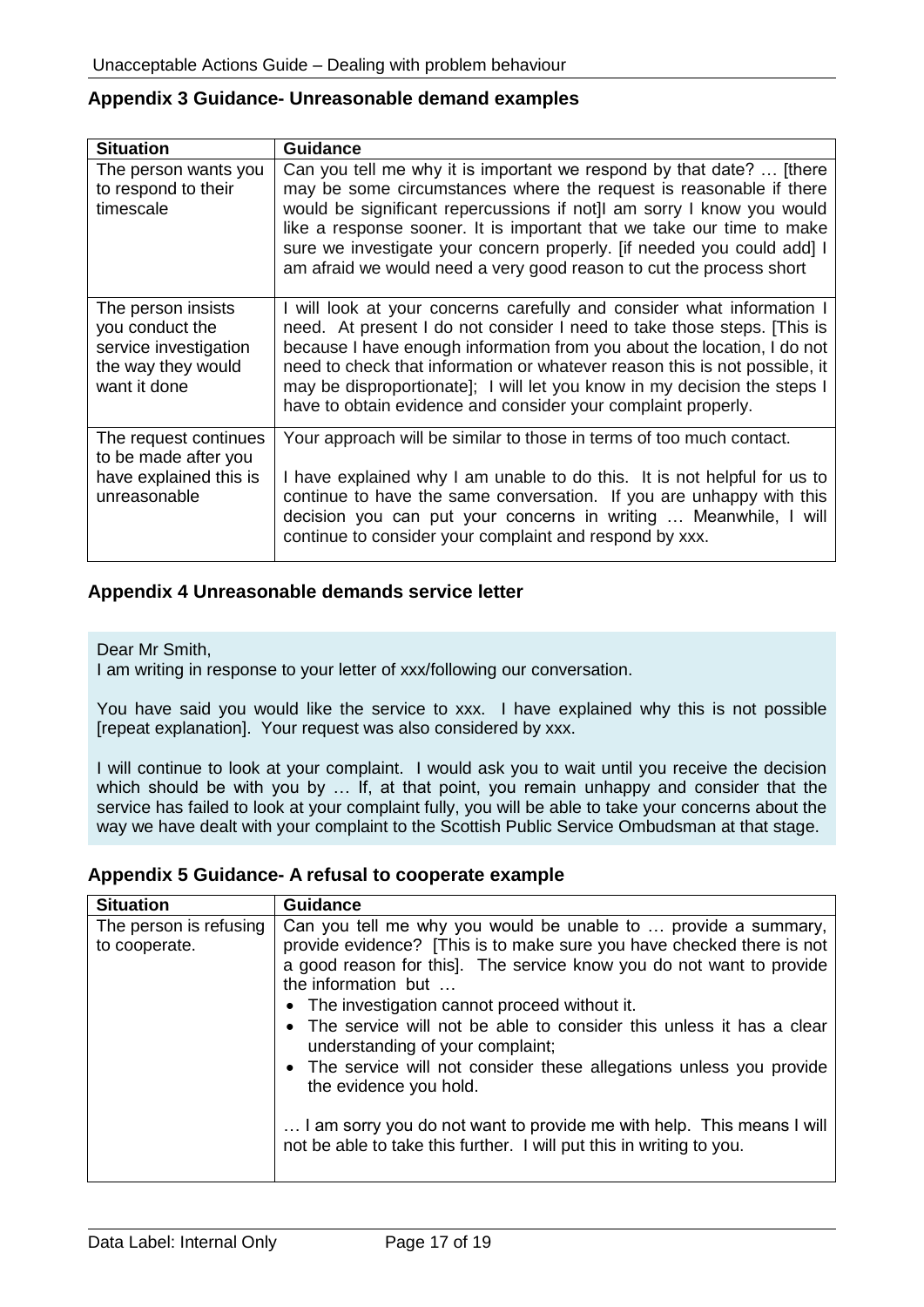## Appendix 3 Guidance- Unreasonable demand examples

| Situation | Guidance |
| --- | --- |
| The person wants you to respond to their timescale | Can you tell me why it is important we respond by that date? … [there may be some circumstances where the request is reasonable if there would be significant repercussions if not]I am sorry I know you would like a response sooner. It is important that we take our time to make sure we investigate your concern properly. [if needed you could add] I am afraid we would need a very good reason to cut the process short |
| The person insists you conduct the service investigation the way they would want it done | I will look at your concerns carefully and consider what information I need. At present I do not consider I need to take those steps. [This is because I have enough information from you about the location, I do not need to check that information or whatever reason this is not possible, it may be disproportionate]; I will let you know in my decision the steps I have to obtain evidence and consider your complaint properly. |
| The request continues to be made after you have explained this is unreasonable | Your approach will be similar to those in terms of too much contact.<br><br>I have explained why I am unable to do this. It is not helpful for us to continue to have the same conversation. If you are unhappy with this decision you can put your concerns in writing … Meanwhile, I will continue to consider your complaint and respond by xxx. |

## Appendix 4 Unreasonable demands service letter

Dear Mr Smith,
I am writing in response to your letter of xxx/following our conversation.

You have said you would like the service to xxx. I have explained why this is not possible [repeat explanation]. Your request was also considered by xxx.

I will continue to look at your complaint. I would ask you to wait until you receive the decision which should be with you by … If, at that point, you remain unhappy and consider that the service has failed to look at your complaint fully, you will be able to take your concerns about the way we have dealt with your complaint to the Scottish Public Service Ombudsman at that stage.

## Appendix 5 Guidance- A refusal to cooperate example

| Situation | Guidance |
| --- | --- |
| The person is refusing to cooperate. | Can you tell me why you would be unable to … provide a summary, provide evidence? [This is to make sure you have checked there is not a good reason for this]. The service know you do not want to provide the information but …<br>• The investigation cannot proceed without it.<br>• The service will not be able to consider this unless it has a clear understanding of your complaint;<br>• The service will not consider these allegations unless you provide the evidence you hold.<br><br>… I am sorry you do not want to provide me with help. This means I will not be able to take this further. I will put this in writing to you. |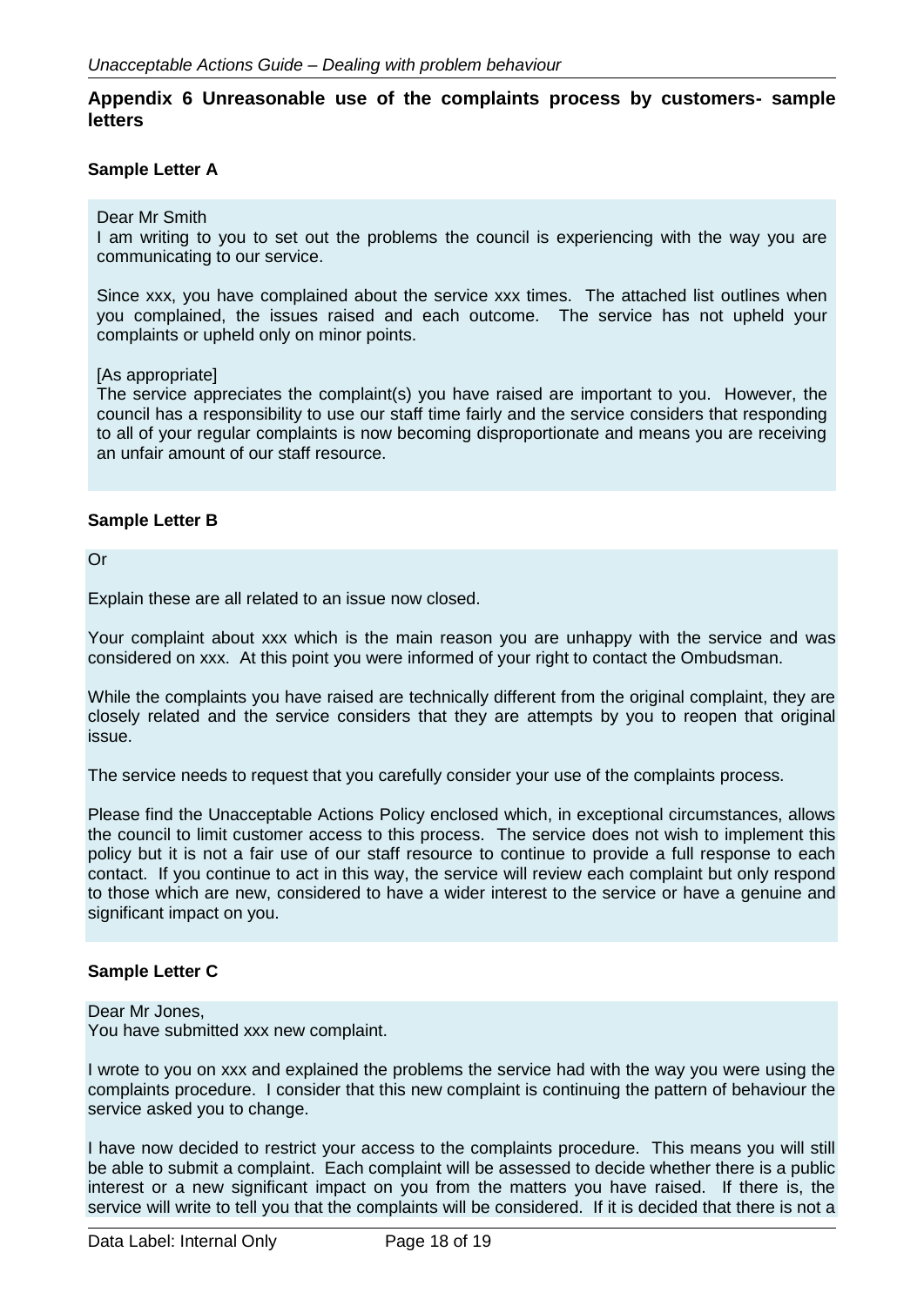## Appendix 6 Unreasonable use of the complaints process by customers- sample letters

### Sample Letter A

Dear Mr Smith

I am writing to you to set out the problems the council is experiencing with the way you are communicating to our service.

Since xxx, you have complained about the service xxx times. The attached list outlines when you complained, the issues raised and each outcome. The service has not upheld your complaints or upheld only on minor points.

[As appropriate]

The service appreciates the complaint(s) you have raised are important to you. However, the council has a responsibility to use our staff time fairly and the service considers that responding to all of your regular complaints is now becoming disproportionate and means you are receiving an unfair amount of our staff resource.

### Sample Letter B

Or

Explain these are all related to an issue now closed.

Your complaint about xxx which is the main reason you are unhappy with the service and was considered on xxx. At this point you were informed of your right to contact the Ombudsman.

While the complaints you have raised are technically different from the original complaint, they are closely related and the service considers that they are attempts by you to reopen that original issue.

The service needs to request that you carefully consider your use of the complaints process.

Please find the Unacceptable Actions Policy enclosed which, in exceptional circumstances, allows the council to limit customer access to this process. The service does not wish to implement this policy but it is not a fair use of our staff resource to continue to provide a full response to each contact. If you continue to act in this way, the service will review each complaint but only respond to those which are new, considered to have a wider interest to the service or have a genuine and significant impact on you.

### Sample Letter C

Dear Mr Jones,

You have submitted xxx new complaint.

I wrote to you on xxx and explained the problems the service had with the way you were using the complaints procedure. I consider that this new complaint is continuing the pattern of behaviour the service asked you to change.

I have now decided to restrict your access to the complaints procedure. This means you will still be able to submit a complaint. Each complaint will be assessed to decide whether there is a public interest or a new significant impact on you from the matters you have raised. If there is, the service will write to tell you that the complaints will be considered. If it is decided that there is not a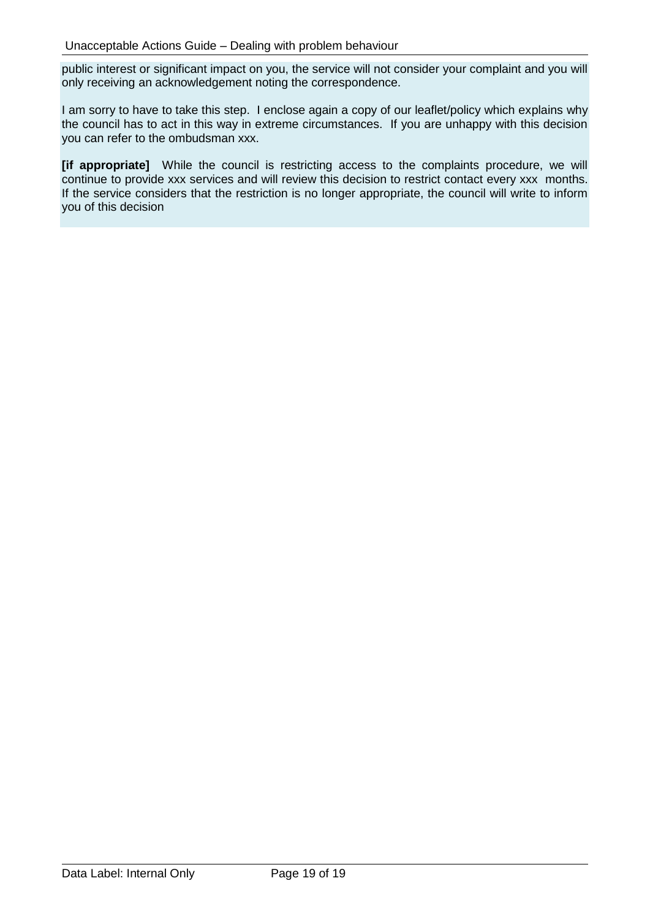public interest or significant impact on you, the service will not consider your complaint and you will only receiving an acknowledgement noting the correspondence.

I am sorry to have to take this step. I enclose again a copy of our leaflet/policy which explains why the council has to act in this way in extreme circumstances. If you are unhappy with this decision you can refer to the ombudsman xxx.

**[if appropriate]** While the council is restricting access to the complaints procedure, we will continue to provide xxx services and will review this decision to restrict contact every xxx months. If the service considers that the restriction is no longer appropriate, the council will write to inform you of this decision